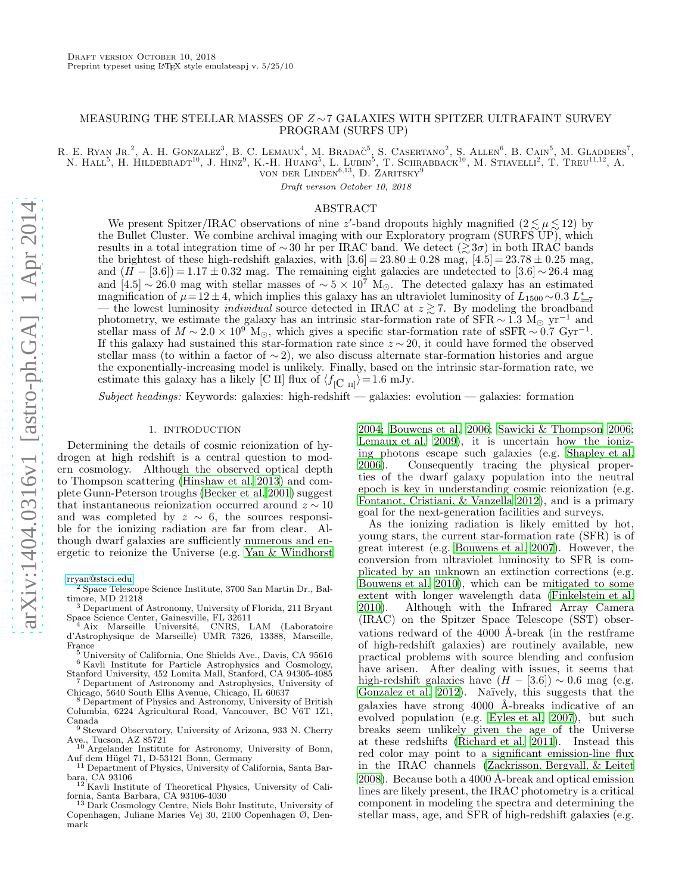Draft version October 10, 2018
Preprint typeset using LaTeX style emulateapj v. 5/25/10

# MEASURING THE STELLAR MASSES OF $Z \sim 7$ GALAXIES WITH SPITZER ULTRAFAINT SURVEY PROGRAM (SURFS UP)

R. E. Ryan Jr.[2], A. H. Gonzalez[3], B. C. Lemaux[4], M. Bradač[5], S. Casertano[2], S. Allen[6], B. Cain[5], M. Gladders[7], N. Hall[5], H. Hildebrandt[10], J. Hinz[9], K.-H. Huang[5], L. Lubin[5], T. Schrabback[10], M. Stiavelli[2], T. Treu[11,12], A. von der Linden[6,13], D. Zaritsky[9]

*Draft version October 10, 2018*

## ABSTRACT

We present Spitzer/IRAC observations of nine $z'$-band dropouts highly magnified ($2 \lesssim \mu \lesssim 12$) by the Bullet Cluster. We combine archival imaging with our Exploratory program (SURFS UP), which results in a total integration time of $\sim$30 hr per IRAC band. We detect ($\gtrsim 3\sigma$) in both IRAC bands the brightest of these high-redshift galaxies, with $[3.6] = 23.80 \pm 0.28$ mag, $[4.5] = 23.78 \pm 0.25$ mag, and $(H - [3.6]) = 1.17 \pm 0.32$ mag. The remaining eight galaxies are undetected to $[3.6] \sim 26.4$ mag and $[4.5] \sim 26.0$ mag with stellar masses of $\sim 5 \times 10^7$ M$_\odot$. The detected galaxy has an estimated magnification of $\mu = 12 \pm 4$, which implies this galaxy has an ultraviolet luminosity of $L_{1500} \sim 0.3\, L^*_{z=7}$ — the lowest luminosity *individual* source detected in IRAC at $z \gtrsim 7$. By modeling the broadband photometry, we estimate the galaxy has an intrinsic star-formation rate of SFR $\sim 1.3$ M$_\odot$ yr$^{-1}$ and stellar mass of $M \sim 2.0 \times 10^9$ M$_\odot$, which gives a specific star-formation rate of sSFR $\sim 0.7$ Gyr$^{-1}$. If this galaxy had sustained this star-formation rate since $z \sim 20$, it could have formed the observed stellar mass (to within a factor of $\sim 2$), we also discuss alternate star-formation histories and argue the exponentially-increasing model is unlikely. Finally, based on the intrinsic star-formation rate, we estimate this galaxy has a likely [C II] flux of $\langle f_{\rm [C\ II]} \rangle = 1.6$ mJy.

*Subject headings:* Keywords: galaxies: high-redshift — galaxies: evolution — galaxies: formation

## 1. INTRODUCTION

Determining the details of cosmic reionization of hydrogen at high redshift is a central question to modern cosmology. Although the observed optical depth to Thompson scattering (Hinshaw et al. 2013) and complete Gunn-Peterson troughs (Becker et al. 2001) suggest that instantaneous reionization occurred around $z \sim 10$ and was completed by $z \sim 6$, the sources responsible for the ionizing radiation are far from clear. Although dwarf galaxies are sufficiently numerous and energetic to reionize the Universe (e.g. Yan & Windhorst 2004; Bouwens et al. 2006; Sawicki & Thompson 2006; Lemaux et al. 2009), it is uncertain how the ionizing photons escape such galaxies (e.g. Shapley et al. 2006). Consequently tracing the physical properties of the dwarf galaxy population into the neutral epoch is key in understanding cosmic reionization (e.g. Fontanot, Cristiani, & Vanzella 2012), and is a primary goal for the next-generation facilities and surveys.

As the ionizing radiation is likely emitted by hot, young stars, the current star-formation rate (SFR) is of great interest (e.g. Bouwens et al. 2007). However, the conversion from ultraviolet luminosity to SFR is complicated by an unknown an extinction corrections (e.g. Bouwens et al. 2010), which can be mitigated to some extent with longer wavelength data (Finkelstein et al. 2010). Although with the Infrared Array Camera (IRAC) on the Spitzer Space Telescope (SST) observations redward of the 4000 Å-break (in the restframe of high-redshift galaxies) are routinely available, new practical problems with source blending and confusion have arisen. After dealing with issues, it seems that high-redshift galaxies have $(H - [3.6]) \sim 0.6$ mag (e.g. Gonzalez et al. 2012). Naïvely, this suggests that the galaxies have strong 4000 Å-breaks indicative of an evolved population (e.g. Eyles et al. 2007), but such breaks seem unlikely given the age of the Universe at these redshifts (Richard et al. 2011). Instead this red color may point to a significant emission-line flux in the IRAC channels (Zackrisson, Bergvall, & Leitet 2008). Because both a 4000 Å-break and optical emission lines are likely present, the IRAC photometry is a critical component in modeling the spectra and determining the stellar mass, age, and SFR of high-redshift galaxies (e.g.

---

rryan@stsci.edu
[2] Space Telescope Science Institute, 3700 San Martin Dr., Baltimore, MD 21218
[3] Department of Astronomy, University of Florida, 211 Bryant Space Science Center, Gainesville, FL 32611
[4] Aix Marseille Université, CNRS, LAM (Laboratoire d'Astrophysique de Marseille) UMR 7326, 13388, Marseille, France
[5] University of California, One Shields Ave., Davis, CA 95616
[6] Kavli Institute for Particle Astrophysics and Cosmology, Stanford University, 452 Lomita Mall, Stanford, CA 94305-4085
[7] Department of Astronomy and Astrophysics, University of Chicago, 5640 South Ellis Avenue, Chicago, IL 60637
[8] Department of Physics and Astronomy, University of British Columbia, 6224 Agricultural Road, Vancouver, BC V6T 1Z1, Canada
[9] Steward Observatory, University of Arizona, 933 N. Cherry Ave., Tucson, AZ 85721
[10] Argelander Institute for Astronomy, University of Bonn, Auf dem Hügel 71, D-53121 Bonn, Germany
[11] Department of Physics, University of California, Santa Barbara, CA 93106
[12] Kavli Institute of Theoretical Physics, University of California, Santa Barbara, CA 93106-4030
[13] Dark Cosmology Centre, Niels Bohr Institute, University of Copenhagen, Juliane Maries Vej 30, 2100 Copenhagen Ø, Denmark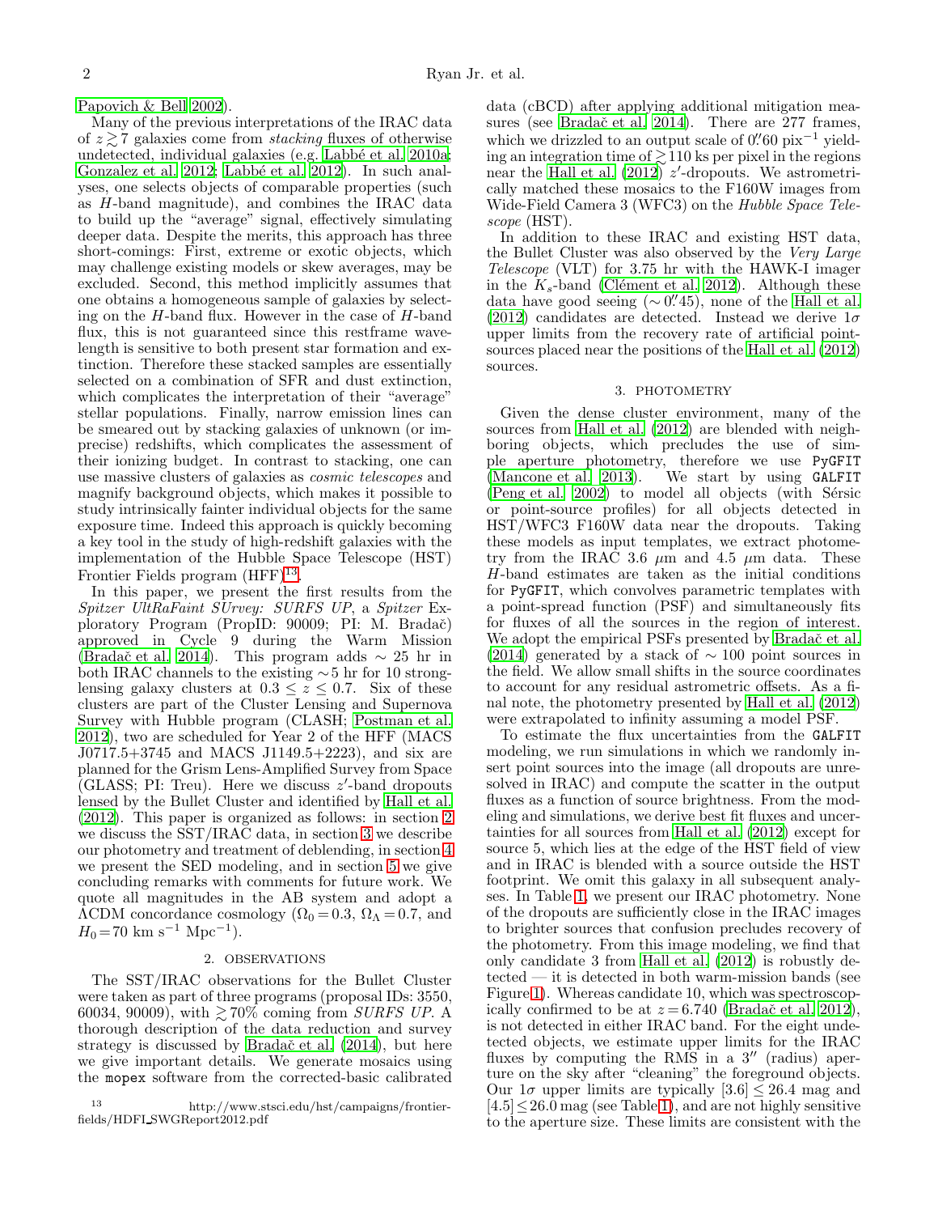Papovich & Bell 2002).

Many of the previous interpretations of the IRAC data of $z \gtrsim 7$ galaxies come from *stacking* fluxes of otherwise undetected, individual galaxies (e.g. Labbé et al. 2010a; Gonzalez et al. 2012; Labbé et al. 2012). In such analyses, one selects objects of comparable properties (such as $H$-band magnitude), and combines the IRAC data to build up the "average" signal, effectively simulating deeper data. Despite the merits, this approach has three short-comings: First, extreme or exotic objects, which may challenge existing models or skew averages, may be excluded. Second, this method implicitly assumes that one obtains a homogeneous sample of galaxies by selecting on the $H$-band flux. However in the case of $H$-band flux, this is not guaranteed since this restframe wavelength is sensitive to both present star formation and extinction. Therefore these stacked samples are essentially selected on a combination of SFR and dust extinction, which complicates the interpretation of their "average" stellar populations. Finally, narrow emission lines can be smeared out by stacking galaxies of unknown (or imprecise) redshifts, which complicates the assessment of their ionizing budget. In contrast to stacking, one can use massive clusters of galaxies as *cosmic telescopes* and magnify background objects, which makes it possible to study intrinsically fainter individual objects for the same exposure time. Indeed this approach is quickly becoming a key tool in the study of high-redshift galaxies with the implementation of the Hubble Space Telescope (HST) Frontier Fields program (HFF)[13].

In this paper, we present the first results from the *Spitzer UltRaFaint SUrvey: SURFS UP*, a *Spitzer* Exploratory Program (PropID: 90009; PI: M. Bradač) approved in Cycle 9 during the Warm Mission (Bradač et al. 2014). This program adds $\sim 25$ hr in both IRAC channels to the existing $\sim 5$ hr for 10 strong-lensing galaxy clusters at $0.3 \leq z \leq 0.7$. Six of these clusters are part of the Cluster Lensing and Supernova Survey with Hubble program (CLASH; Postman et al. 2012), two are scheduled for Year 2 of the HFF (MACS J0717.5+3745 and MACS J1149.5+2223), and six are planned for the Grism Lens-Amplified Survey from Space (GLASS; PI: Treu). Here we discuss $z'$-band dropouts lensed by the Bullet Cluster and identified by Hall et al. (2012). This paper is organized as follows: in section 2 we discuss the SST/IRAC data, in section 3 we describe our photometry and treatment of deblending, in section 4 we present the SED modeling, and in section 5 we give concluding remarks with comments for future work. We quote all magnitudes in the AB system and adopt a $\Lambda$CDM concordance cosmology ($\Omega_0 = 0.3$, $\Omega_\Lambda = 0.7$, and $H_0 = 70$ km s$^{-1}$ Mpc$^{-1}$).

## 2. OBSERVATIONS

The SST/IRAC observations for the Bullet Cluster were taken as part of three programs (proposal IDs: 3550, 60034, 90009), with $\gtrsim 70\%$ coming from *SURFS UP*. A thorough description of the data reduction and survey strategy is discussed by Bradač et al. (2014), but here we give important details. We generate mosaics using the mopex software from the corrected-basic calibrated data (cBCD) after applying additional mitigation measures (see Bradač et al. 2014). There are 277 frames, which we drizzled to an output scale of $0\farcs60$ pix$^{-1}$ yielding an integration time of $\gtrsim 110$ ks per pixel in the regions near the Hall et al. (2012) $z'$-dropouts. We astrometrically matched these mosaics to the F160W images from Wide-Field Camera 3 (WFC3) on the *Hubble Space Telescope* (HST).

In addition to these IRAC and existing HST data, the Bullet Cluster was also observed by the *Very Large Telescope* (VLT) for 3.75 hr with the HAWK-I imager in the $K_s$-band (Clément et al. 2012). Although these data have good seeing ($\sim 0\farcs45$), none of the Hall et al. (2012) candidates are detected. Instead we derive $1\sigma$ upper limits from the recovery rate of artificial point-sources placed near the positions of the Hall et al. (2012) sources.

## 3. PHOTOMETRY

Given the dense cluster environment, many of the sources from Hall et al. (2012) are blended with neighboring objects, which precludes the use of simple aperture photometry, therefore we use PyGFIT (Mancone et al. 2013). We start by using GALFIT (Peng et al. 2002) to model all objects (with Sérsic or point-source profiles) for all objects detected in HST/WFC3 F160W data near the dropouts. Taking these models as input templates, we extract photometry from the IRAC 3.6 $\mu$m and 4.5 $\mu$m data. These $H$-band estimates are taken as the initial conditions for PyGFIT, which convolves parametric templates with a point-spread function (PSF) and simultaneously fits for fluxes of all the sources in the region of interest. We adopt the empirical PSFs presented by Bradač et al. (2014) generated by a stack of $\sim 100$ point sources in the field. We allow small shifts in the source coordinates to account for any residual astrometric offsets. As a final note, the photometry presented by Hall et al. (2012) were extrapolated to infinity assuming a model PSF.

To estimate the flux uncertainties from the GALFIT modeling, we run simulations in which we randomly insert point sources into the image (all dropouts are unresolved in IRAC) and compute the scatter in the output fluxes as a function of source brightness. From the modeling and simulations, we derive best fit fluxes and uncertainties for all sources from Hall et al. (2012) except for source 5, which lies at the edge of the HST field of view and in IRAC is blended with a source outside the HST footprint. We omit this galaxy in all subsequent analyses. In Table 1, we present our IRAC photometry. None of the dropouts are sufficiently close in the IRAC images to brighter sources that confusion precludes recovery of the photometry. From this image modeling, we find that only candidate 3 from Hall et al. (2012) is robustly detected — it is detected in both warm-mission bands (see Figure 1). Whereas candidate 10, which was spectroscopically confirmed to be at $z = 6.740$ (Bradač et al. 2012), is not detected in either IRAC band. For the eight undetected objects, we estimate upper limits for the IRAC fluxes by computing the RMS in a $3''$ (radius) aperture on the sky after "cleaning" the foreground objects. Our $1\sigma$ upper limits are typically $[3.6] \leq 26.4$ mag and $[4.5] \leq 26.0$ mag (see Table 1), and are not highly sensitive to the aperture size. These limits are consistent with the

[13] http://www.stsci.edu/hst/campaigns/frontier-fields/HDFI_SWGReport2012.pdf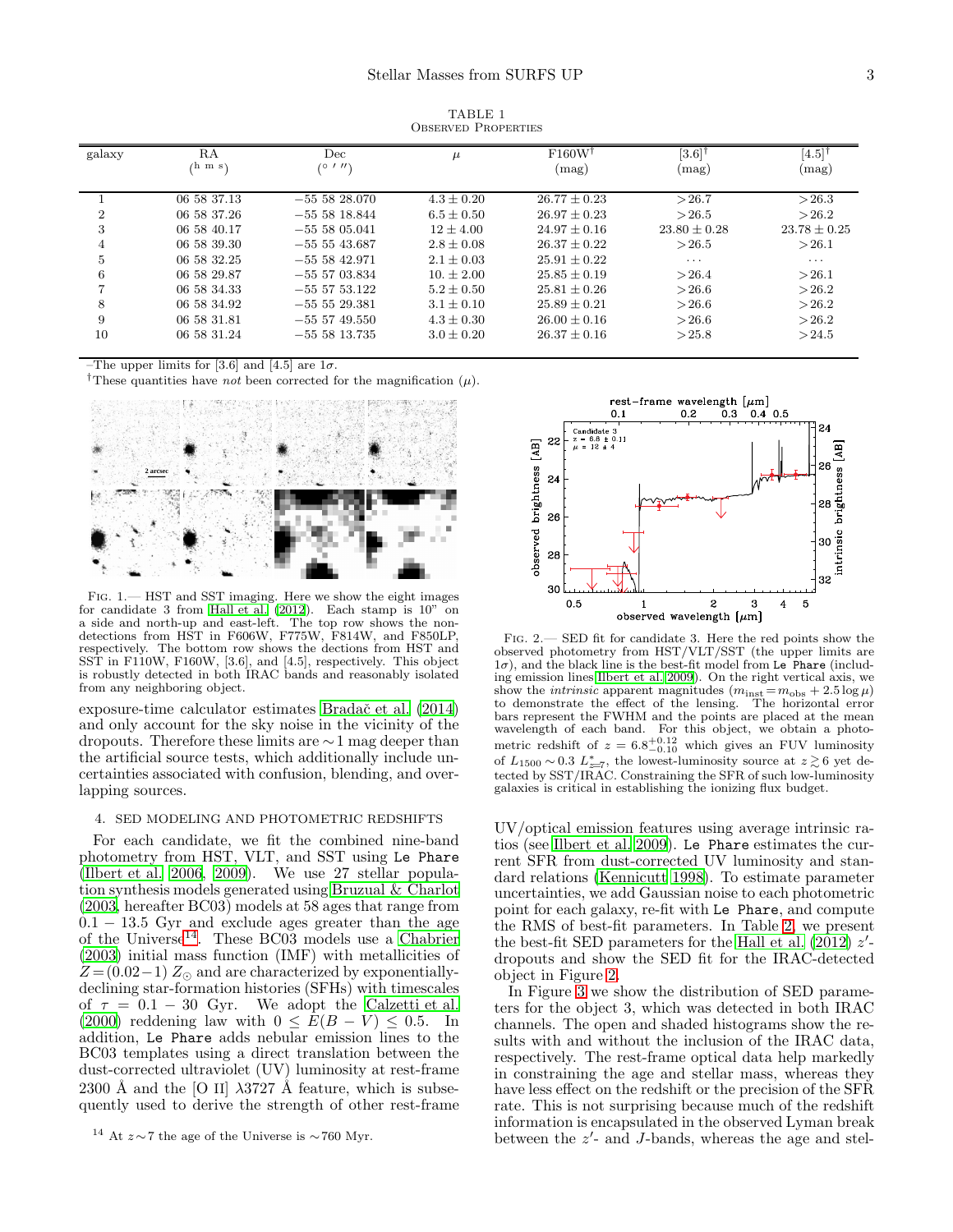TABLE 1
OBSERVED PROPERTIES

| galaxy | RA ($^{\rm h\ m\ s}$) | Dec ($^{\circ}\ '\ ''$) | $\mu$ | F160W[†] (mag) | [3.6][†] (mag) | [4.5][†] (mag) |
|---|---|---|---|---|---|---|
| 1 | 06 58 37.13 | −55 58 28.070 | $4.3 \pm 0.20$ | $26.77 \pm 0.23$ | $>26.7$ | $>26.3$ |
| 2 | 06 58 37.26 | −55 58 18.844 | $6.5 \pm 0.50$ | $26.97 \pm 0.23$ | $>26.5$ | $>26.2$ |
| 3 | 06 58 40.17 | −55 58 05.041 | $12 \pm 4.00$ | $24.97 \pm 0.16$ | $23.80 \pm 0.28$ | $23.78 \pm 0.25$ |
| 4 | 06 58 39.30 | −55 55 43.687 | $2.8 \pm 0.08$ | $26.37 \pm 0.22$ | $>26.5$ | $>26.1$ |
| 5 | 06 58 32.25 | −55 58 42.971 | $2.1 \pm 0.03$ | $25.91 \pm 0.22$ | ... | ... |
| 6 | 06 58 29.87 | −55 57 03.834 | $10. \pm 2.00$ | $25.85 \pm 0.19$ | $>26.4$ | $>26.1$ |
| 7 | 06 58 34.33 | −55 57 53.122 | $5.2 \pm 0.50$ | $25.81 \pm 0.26$ | $>26.6$ | $>26.2$ |
| 8 | 06 58 34.92 | −55 57 29.381 | $3.1 \pm 0.10$ | $25.89 \pm 0.21$ | $>26.6$ | $>26.2$ |
| 9 | 06 58 31.81 | −55 57 49.550 | $4.3 \pm 0.30$ | $26.00 \pm 0.16$ | $>26.6$ | $>26.2$ |
| 10 | 06 58 31.24 | −55 58 13.735 | $3.0 \pm 0.20$ | $26.37 \pm 0.16$ | $>25.8$ | $>24.5$ |

–The upper limits for [3.6] and [4.5] are $1\sigma$.
[†]These quantities have *not* been corrected for the magnification ($\mu$).

FIG. 1.— HST and SST imaging. Here we show the eight images for candidate 3 from Hall et al. (2012). Each stamp is 10" on a side and north-up and east-left. The top row shows the non-detections from HST in F606W, F775W, F814W, and F850LP, respectively. The bottom row shows the dections from HST and SST in F110W, F160W, [3.6], and [4.5], respectively. This object is robustly detected in both IRAC bands and reasonably isolated from any neighboring object.

exposure-time calculator estimates Bradač et al. (2014) and only account for the sky noise in the vicinity of the dropouts. Therefore these limits are ∼1 mag deeper than the artificial source tests, which additionally include uncertainties associated with confusion, blending, and overlapping sources.

## 4. SED MODELING AND PHOTOMETRIC REDSHIFTS

For each candidate, we fit the combined nine-band photometry from HST, VLT, and SST using `Le Phare` (Ilbert et al. 2006, 2009). We use 27 stellar population synthesis models generated using Bruzual & Charlot (2003, hereafter BC03) models at 58 ages that range from $0.1 - 13.5$ Gyr and exclude ages greater than the age of the Universe[14]. These BC03 models use a Chabrier (2003) initial mass function (IMF) with metallicities of $Z = (0.02-1)\,Z_\odot$ and are characterized by exponentially-declining star-formation histories (SFHs) with timescales of $\tau = 0.1 - 30$ Gyr. We adopt the Calzetti et al. (2000) reddening law with $0 \leq E(B-V) \leq 0.5$. In addition, `Le Phare` adds nebular emission lines to the BC03 templates using a direct translation between the dust-corrected ultraviolet (UV) luminosity at rest-frame 2300 Å and the [O II] $\lambda$3727 Å feature, which is subsequently used to derive the strength of other rest-frame UV/optical emission features using average intrinsic ratios (see Ilbert et al. 2009). `Le Phare` estimates the current SFR from dust-corrected UV luminosity and standard relations (Kennicutt 1998). To estimate parameter uncertainties, we add Gaussian noise to each photometric point for each galaxy, re-fit with `Le Phare`, and compute the RMS of best-fit parameters. In Table 2, we present the best-fit SED parameters for the Hall et al. (2012) $z'$-dropouts and show the SED fit for the IRAC-detected object in Figure 2.

FIG. 2.— SED fit for candidate 3. Here the red points show the observed photometry from HST/VLT/SST (the upper limits are $1\sigma$), and the black line is the best-fit model from `Le Phare` (including emission lines Ilbert et al. 2009). On the right vertical axis, we show the *intrinsic* apparent magnitudes ($m_{\rm inst} = m_{\rm obs} + 2.5\log\mu$) to demonstrate the effect of the lensing. The horizontal error bars represent the FWHM and the points are placed at the mean wavelength of each band. For this object, we obtain a photometric redshift of $z = 6.8^{+0.12}_{-0.10}$ which gives an FUV luminosity of $L_{1500} \sim 0.3\ L^*_{z=7}$, the lowest-luminosity source at $z \gtrsim 6$ yet detected by SST/IRAC. Constraining the SFR of such low-luminosity galaxies is critical in establishing the ionizing flux budget.

In Figure 3 we show the distribution of SED parameters for the object 3, which was detected in both IRAC channels. The open and shaded histograms show the results with and without the inclusion of the IRAC data, respectively. The rest-frame optical data help markedly in constraining the age and stellar mass, whereas they have less effect on the redshift or the precision of the SFR rate. This is not surprising because much of the redshift information is encapsulated in the observed Lyman break between the $z'$- and $J$-bands, whereas the age and stel-

[14] At $z \sim 7$ the age of the Universe is ∼760 Myr.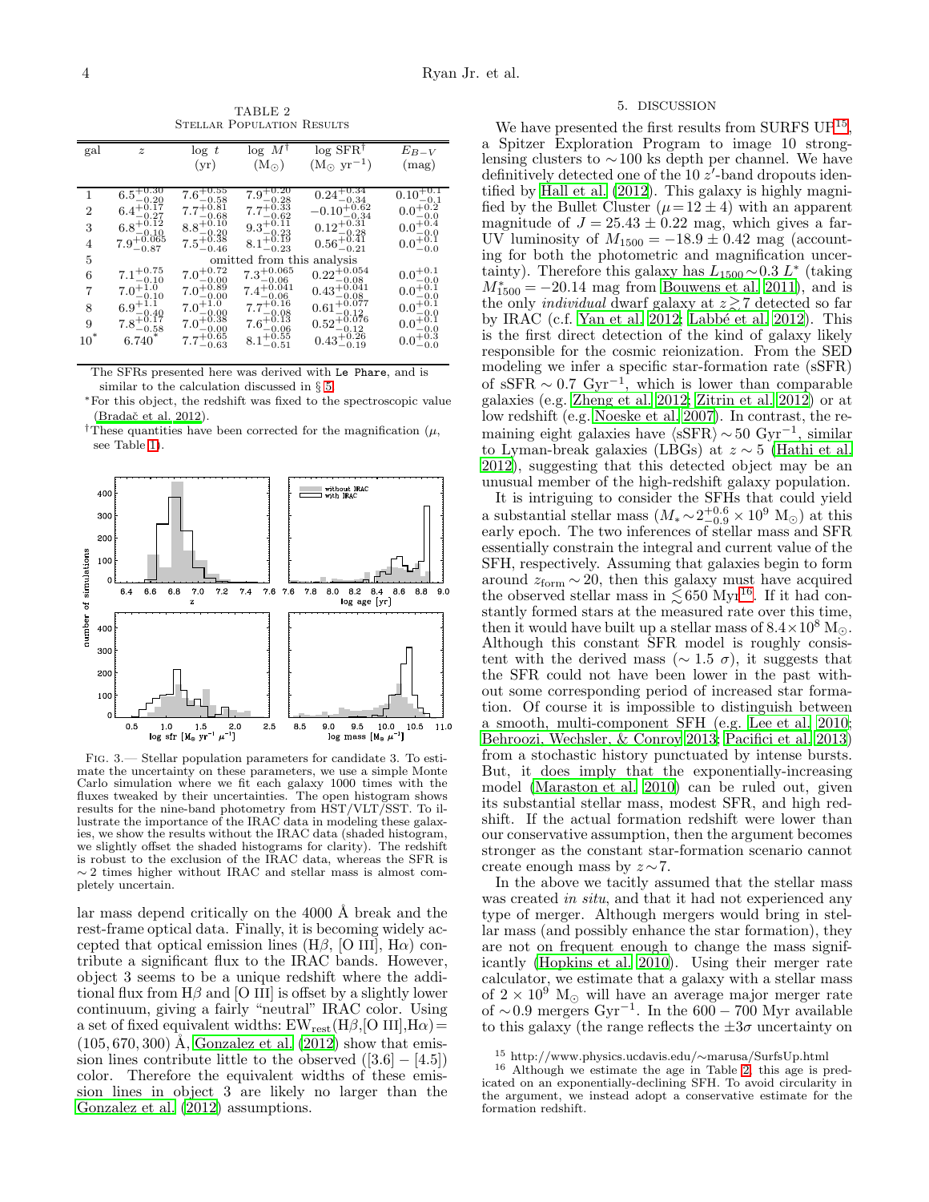TABLE 2
Stellar Population Results

| gal | $z$ | log $t$ (yr) | log $M^{\dagger}$ ($M_{\odot}$) | log SFR$^{\dagger}$ ($M_{\odot}$ yr$^{-1}$) | $E_{B-V}$ (mag) |
|---|---|---|---|---|---|
| 1 | $6.5^{+0.30}_{-0.20}$ | $7.6^{+0.55}_{-0.58}$ | $7.9^{+0.20}_{-0.28}$ | $0.24^{+0.34}_{-0.34}$ | $0.10^{+0.1}_{-0.1}$ |
| 2 | $6.4^{+0.17}_{-0.27}$ | $7.7^{+0.81}_{-0.68}$ | $7.7^{+0.33}_{-0.62}$ | $-0.10^{+0.62}_{-0.34}$ | $0.0^{+0.2}_{-0.0}$ |
| 3 | $6.8^{+0.12}_{-0.10}$ | $8.8^{+0.10}_{-0.20}$ | $9.3^{+0.11}_{-0.23}$ | $0.12^{+0.31}_{-0.28}$ | $0.0^{+0.4}_{-0.0}$ |
| 4 | $7.9^{+0.065}_{-0.87}$ | $7.5^{+0.38}_{-0.46}$ | $8.1^{+0.19}_{-0.23}$ | $0.56^{+0.41}_{-0.21}$ | $0.0^{+0.1}_{-0.0}$ |
| 5 | omitted from this analysis | | | | |
| 6 | $7.1^{+0.75}_{-0.10}$ | $7.0^{+0.72}_{-0.00}$ | $7.3^{+0.065}_{-0.06}$ | $0.22^{+0.054}_{-0.08}$ | $0.0^{+0.1}_{-0.0}$ |
| 7 | $7.0^{+1.0}_{-0.10}$ | $7.0^{+0.89}_{-0.00}$ | $7.4^{+0.041}_{-0.06}$ | $0.43^{+0.041}_{-0.08}$ | $0.0^{+0.1}_{-0.0}$ |
| 8 | $6.9^{+1.1}_{-0.40}$ | $7.0^{+1.0}_{-0.00}$ | $7.7^{+0.16}_{-0.08}$ | $0.61^{+0.077}_{-0.12}$ | $0.0^{+0.1}_{-0.0}$ |
| 9 | $7.8^{+0.17}_{-0.58}$ | $7.0^{+0.38}_{-0.00}$ | $7.6^{+0.13}_{-0.06}$ | $0.52^{+0.076}_{-0.12}$ | $0.0^{+0.1}_{-0.0}$ |
| 10* | $6.740^{*}$ | $7.7^{+0.65}_{-0.63}$ | $8.1^{+0.55}_{-0.51}$ | $0.43^{+0.26}_{-0.19}$ | $0.0^{+0.3}_{-0.0}$ |

The SFRs presented here was derived with Le Phare, and is similar to the calculation discussed in § 5.

*For this object, the redshift was fixed to the spectroscopic value (Bradač et al. 2012).

†These quantities have been corrected for the magnification ($\mu$, see Table 1).

Fig. 3.— Stellar population parameters for candidate 3. To estimate the uncertainty on these parameters, we use a simple Monte Carlo simulation where we fit each galaxy 1000 times with the fluxes tweaked by their uncertainties. The open histogram shows results for the nine-band photometry from HST/VLT/SST. To illustrate the importance of the IRAC data in modeling these galaxies, we show the results without the IRAC data (shaded histogram, we slightly offset the shaded histograms for clarity). The redshift is robust to the exclusion of the IRAC data, whereas the SFR is $\sim 2$ times higher without IRAC and stellar mass is almost completely uncertain.

lar mass depend critically on the 4000 Å break and the rest-frame optical data. Finally, it is becoming widely accepted that optical emission lines (H$\beta$, [O III], H$\alpha$) contribute a significant flux to the IRAC bands. However, object 3 seems to be a unique redshift where the additional flux from H$\beta$ and [O III] is offset by a slightly lower continuum, giving a fairly "neutral" IRAC color. Using a set of fixed equivalent widths: EW$_{\rm rest}$(H$\beta$,[O III],H$\alpha$)$=(105, 670, 300)$ Å, Gonzalez et al. (2012) show that emission lines contribute little to the observed ($[3.6]-[4.5]$) color. Therefore the equivalent widths of these emission lines in object 3 are likely no larger than the Gonzalez et al. (2012) assumptions.

## 5. DISCUSSION

We have presented the first results from SURFS UP[15], a Spitzer Exploration Program to image 10 strong-lensing clusters to $\sim$100 ks depth per channel. We have definitively detected one of the 10 $z'$-band dropouts identified by Hall et al. (2012). This galaxy is highly magnified by the Bullet Cluster ($\mu = 12 \pm 4$) with an apparent magnitude of $J = 25.43 \pm 0.22$ mag, which gives a far-UV luminosity of $M_{1500} = -18.9 \pm 0.42$ mag (accounting for both the photometric and magnification uncertainty). Therefore this galaxy has $L_{1500} \sim 0.3\ L^*$ (taking $M^*_{1500} = -20.14$ mag from Bouwens et al. 2011), and is the only *individual* dwarf galaxy at $z \gtrsim 7$ detected so far by IRAC (c.f. Yan et al. 2012; Labbé et al. 2012). This is the first direct detection of the kind of galaxy likely responsible for the cosmic reionization. From the SED modeling we infer a specific star-formation rate (sSFR) of sSFR $\sim 0.7$ Gyr$^{-1}$, which is lower than comparable galaxies (e.g. Zheng et al. 2012; Zitrin et al. 2012) or at low redshift (e.g. Noeske et al. 2007). In contrast, the remaining eight galaxies have $\langle$sSFR$\rangle \sim 50$ Gyr$^{-1}$, similar to Lyman-break galaxies (LBGs) at $z \sim 5$ (Hathi et al. 2012), suggesting that this detected object may be an unusual member of the high-redshift galaxy population.

It is intriguing to consider the SFHs that could yield a substantial stellar mass ($M_* \sim 2^{+0.6}_{-0.9} \times 10^9\ M_{\odot}$) at this early epoch. The two inferences of stellar mass and SFR essentially constrain the integral and current value of the SFH, respectively. Assuming that galaxies begin to form around $z_{\rm form} \sim 20$, then this galaxy must have acquired the observed stellar mass in $\lesssim 650$ Myr[16]. If it had constantly formed stars at the measured rate over this time, then it would have built up a stellar mass of $8.4 \times 10^8\ M_{\odot}$. Although this constant SFR model is roughly consistent with the derived mass ($\sim 1.5\ \sigma$), it suggests that the SFR could not have been lower in the past without some corresponding period of increased star formation. Of course it is impossible to distinguish between a smooth, multi-component SFH (e.g. Lee et al. 2010; Behroozi, Wechsler, & Conroy 2013; Pacifici et al. 2013) from a stochastic history punctuated by intense bursts. But, it does imply that the exponentially-increasing model (Maraston et al. 2010) can be ruled out, given its substantial stellar mass, modest SFR, and high redshift. If the actual formation redshift were lower than our conservative assumption, then the argument becomes stronger as the constant star-formation scenario cannot create enough mass by $z \sim 7$.

In the above we tacitly assumed that the stellar mass was created *in situ*, and that it had not experienced any type of merger. Although mergers would bring in stellar mass (and possibly enhance the star formation), they are not on frequent enough to change the mass significantly (Hopkins et al. 2010). Using their merger rate calculator, we estimate that a galaxy with a stellar mass of $2 \times 10^9\ M_{\odot}$ will have an average major merger rate of $\sim$0.9 mergers Gyr$^{-1}$. In the $600 - 700$ Myr available to this galaxy (the range reflects the $\pm 3\sigma$ uncertainty on

[15] http://www.physics.ucdavis.edu/∼marusa/SurfsUp.html

[16] Although we estimate the age in Table 2, this age is predicated on an exponentially-declining SFH. To avoid circularity in the argument, we instead adopt a conservative estimate for the formation redshift.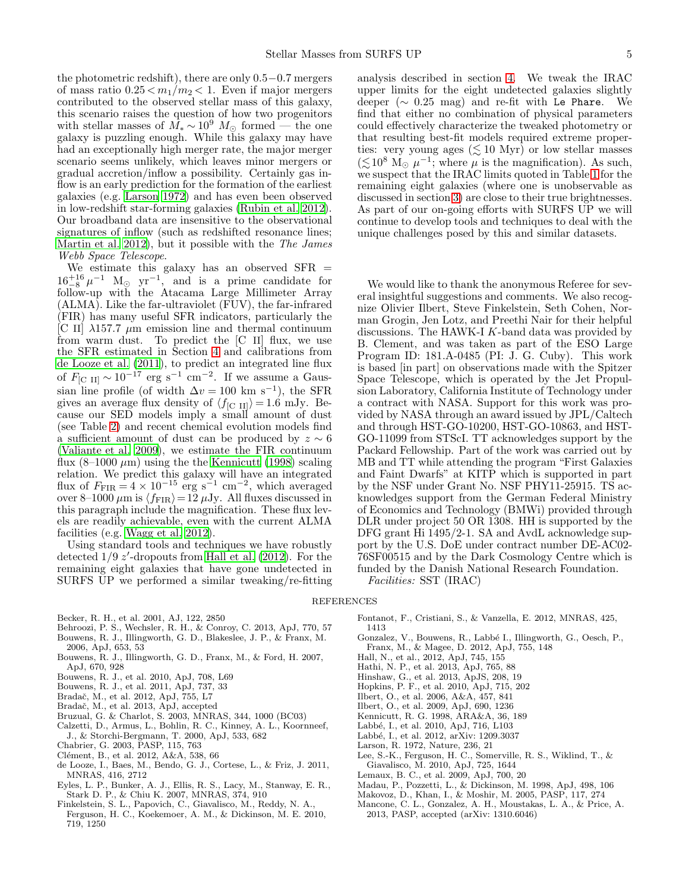the photometric redshift), there are only 0.5−0.7 mergers of mass ratio $0.25 < m_1/m_2 < 1$. Even if major mergers contributed to the observed stellar mass of this galaxy, this scenario raises the question of how two progenitors with stellar masses of $M_* \sim 10^9\ M_\odot$ formed — the one galaxy is puzzling enough. While this galaxy may have had an exceptionally high merger rate, the major merger scenario seems unlikely, which leaves minor mergers or gradual accretion/inflow a possibility. Certainly gas inflow is an early prediction for the formation of the earliest galaxies (e.g. Larson 1972) and has even been observed in low-redshift star-forming galaxies (Rubin et al. 2012). Our broadband data are insensitive to the observational signatures of inflow (such as redshifted resonance lines; Martin et al. 2012), but it possible with the *The James Webb Space Telescope*.

We estimate this galaxy has an observed SFR $= 16^{+16}_{-8}\,\mu^{-1}$ $M_\odot$ yr$^{-1}$, and is a prime candidate for follow-up with the Atacama Large Millimeter Array (ALMA). Like the far-ultraviolet (FUV), the far-infrared (FIR) has many useful SFR indicators, particularly the [C II] $\lambda$157.7 $\mu$m emission line and thermal continuum from warm dust. To predict the [C II] flux, we use the SFR estimated in Section 4 and calibrations from de Looze et al. (2011), to predict an integrated line flux of $F_{[\mathrm{C\ II}]} \sim 10^{-17}$ erg s$^{-1}$ cm$^{-2}$. If we assume a Gaussian line profile (of width $\Delta v = 100$ km s$^{-1}$), the SFR gives an average flux density of $\langle f_{[\mathrm{C\ II}]}\rangle = 1.6$ mJy. Because our SED models imply a small amount of dust (see Table 2) and recent chemical evolution models find a sufficient amount of dust can be produced by $z \sim 6$ (Valiante et al. 2009), we estimate the FIR continuum flux (8–1000 $\mu$m) using the the Kennicutt (1998) scaling relation. We predict this galaxy will have an integrated flux of $F_{\mathrm{FIR}} = 4 \times 10^{-15}$ erg s$^{-1}$ cm$^{-2}$, which averaged over 8–1000 $\mu$m is $\langle f_{\mathrm{FIR}}\rangle = 12\ \mu$Jy. All fluxes discussed in this paragraph include the magnification. These flux levels are readily achievable, even with the current ALMA facilities (e.g. Wagg et al. 2012).

Using standard tools and techniques we have robustly detected 1/9 $z'$-dropouts from Hall et al. (2012). For the remaining eight galaxies that have gone undetected in SURFS UP we performed a similar tweaking/re-fitting analysis described in section 4. We tweak the IRAC upper limits for the eight undetected galaxies slightly deeper ($\sim$ 0.25 mag) and re-fit with Le Phare. We find that either no combination of physical parameters could effectively characterize the tweaked photometry or that resulting best-fit models required extreme properties: very young ages ($\lesssim 10$ Myr) or low stellar masses ($\lesssim 10^8$ M$_\odot$ $\mu^{-1}$; where $\mu$ is the magnification). As such, we suspect that the IRAC limits quoted in Table 1 for the remaining eight galaxies (where one is unobservable as discussed in section 3) are close to their true brightnesses. As part of our on-going efforts with SURFS UP we will continue to develop tools and techniques to deal with the unique challenges posed by this and similar datasets.

We would like to thank the anonymous Referee for several insightful suggestions and comments. We also recognize Olivier Ilbert, Steve Finkelstein, Seth Cohen, Norman Grogin, Jen Lotz, and Preethi Nair for their helpful discussions. The HAWK-I $K$-band data was provided by B. Clement, and was taken as part of the ESO Large Program ID: 181.A-0485 (PI: J. G. Cuby). This work is based [in part] on observations made with the Spitzer Space Telescope, which is operated by the Jet Propulsion Laboratory, California Institute of Technology under a contract with NASA. Support for this work was provided by NASA through an award issued by JPL/Caltech and through HST-GO-10200, HST-GO-10863, and HST-GO-11099 from STScI. TT acknowledges support by the Packard Fellowship. Part of the work was carried out by MB and TT while attending the program "First Galaxies and Faint Dwarfs" at KITP which is supported in part by the NSF under Grant No. NSF PHY11-25915. TS acknowledges support from the German Federal Ministry of Economics and Technology (BMWi) provided through DLR under project 50 OR 1308. HH is supported by the DFG grant Hi 1495/2-1. SA and AvdL acknowledge support by the U.S. DoE under contract number DE-AC02-76SF00515 and by the Dark Cosmology Centre which is funded by the Danish National Research Foundation.

*Facilities:* SST (IRAC)

## REFERENCES

Becker, R. H., et al. 2001, AJ, 122, 2850
Behroozi, P. S., Wechsler, R. H., & Conroy, C. 2013, ApJ, 770, 57
Bouwens, R. J., Illingworth, G. D., Blakeslee, J. P., & Franx, M. 2006, ApJ, 653, 53
Bouwens, R. J., Illingworth, G. D., Franx, M., & Ford, H. 2007, ApJ, 670, 928
Bouwens, R. J., et al. 2010, ApJ, 708, L69
Bouwens, R. J., et al. 2011, ApJ, 737, 33
Bradač, M., et al. 2012, ApJ, 755, L7
Bradač, M., et al. 2013, ApJ, accepted
Bruzual, G. & Charlot, S. 2003, MNRAS, 344, 1000 (BC03)
Calzetti, D., Armus, L., Bohlin, R. C., Kinney, A. L., Koornneef, J., & Storchi-Bergmann, T. 2000, ApJ, 533, 682
Chabrier, G. 2003, PASP, 115, 763
Clément, B., et al. 2012, A&A, 538, 66
de Looze, I., Baes, M., Bendo, G. J., Cortese, L., & Friz, J. 2011, MNRAS, 416, 2712
Eyles, L. P., Bunker, A. J., Ellis, R. S., Lacy, M., Stanway, E. R., Stark D. P., & Chiu K. 2007, MNRAS, 374, 910
Finkelstein, S. L., Papovich, C., Giavalisco, M., Reddy, N. A., Ferguson, H. C., Koekemoer, A. M., & Dickinson, M. E. 2010, 719, 1250
Fontanot, F., Cristiani, S., & Vanzella, E. 2012, MNRAS, 425, 1413
Gonzalez, V., Bouwens, R., Labbé I., Illingworth, G., Oesch, P., Franx, M., & Magee, D. 2012, ApJ, 755, 148
Hall, N., et al., 2012, ApJ, 745, 155
Hathi, N. P., et al. 2013, ApJ, 765, 88
Hinshaw, G., et al. 2013, ApJS, 208, 19
Hopkins, P. F., et al. 2010, ApJ, 715, 202
Ilbert, O., et al. 2006, A&A, 457, 841
Ilbert, O., et al. 2009, ApJ, 690, 1236
Kennicutt, R. G. 1998, ARA&A, 36, 189
Labbé, I., et al. 2010, ApJ, 716, L103
Labbé, I., et al. 2012, arXiv: 1209.3037
Larson, R. 1972, Nature, 236, 21
Lee, S.-K., Ferguson, H. C., Somerville, R. S., Wiklind, T., & Giavalisco, M. 2010, ApJ, 725, 1644
Lemaux, B. C., et al. 2009, ApJ, 700, 20
Madau, P., Pozzetti, L., & Dickinson, M. 1998, ApJ, 498, 106
Makovoz, D., Khan, I., & Moshir, M. 2005, PASP, 117, 274
Mancone, C. L., Gonzalez, A. H., Moustakas, L. A., & Price, A. 2013, PASP, accepted (arXiv: 1310.6046)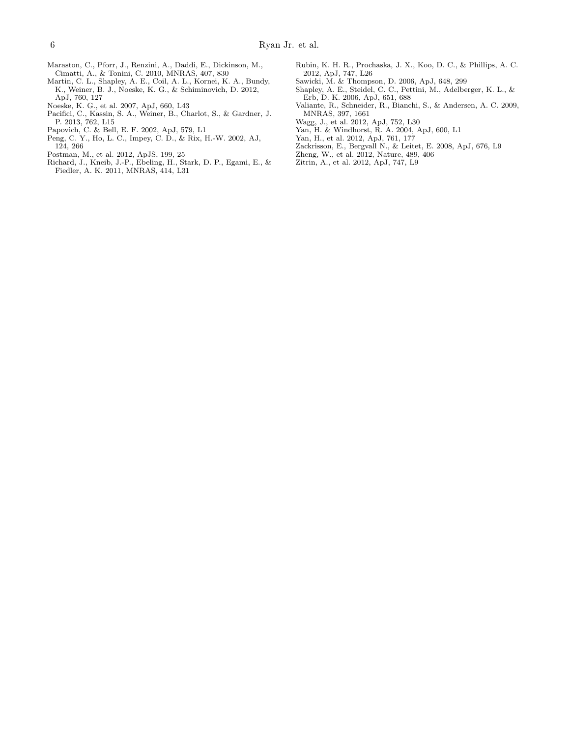Maraston, C., Pforr, J., Renzini, A., Daddi, E., Dickinson, M., Cimatti, A., & Tonini, C. 2010, MNRAS, 407, 830

Martin, C. L., Shapley, A. E., Coil, A. L., Kornei, K. A., Bundy, K., Weiner, B. J., Noeske, K. G., & Schiminovich, D. 2012, ApJ, 760, 127

Noeske, K. G., et al. 2007, ApJ, 660, L43

Pacifici, C., Kassin, S. A., Weiner, B., Charlot, S., & Gardner, J. P. 2013, 762, L15

Papovich, C. & Bell, E. F. 2002, ApJ, 579, L1

Peng, C. Y., Ho, L. C., Impey, C. D., & Rix, H.-W. 2002, AJ, 124, 266

Postman, M., et al. 2012, ApJS, 199, 25

Richard, J., Kneib, J.-P., Ebeling, H., Stark, D. P., Egami, E., & Fiedler, A. K. 2011, MNRAS, 414, L31

Rubin, K. H. R., Prochaska, J. X., Koo, D. C., & Phillips, A. C. 2012, ApJ, 747, L26

Sawicki, M. & Thompson, D. 2006, ApJ, 648, 299

Shapley, A. E., Steidel, C. C., Pettini, M., Adelberger, K. L., & Erb, D. K. 2006, ApJ, 651, 688

Valiante, R., Schneider, R., Bianchi, S., & Andersen, A. C. 2009, MNRAS, 397, 1661

Wagg, J., et al. 2012, ApJ, 752, L30

Yan, H. & Windhorst, R. A. 2004, ApJ, 600, L1

Yan, H., et al. 2012, ApJ, 761, 177

Zackrisson, E., Bergvall N., & Leitet, E. 2008, ApJ, 676, L9

Zheng, W., et al. 2012, Nature, 489, 406

Zitrin, A., et al. 2012, ApJ, 747, L9